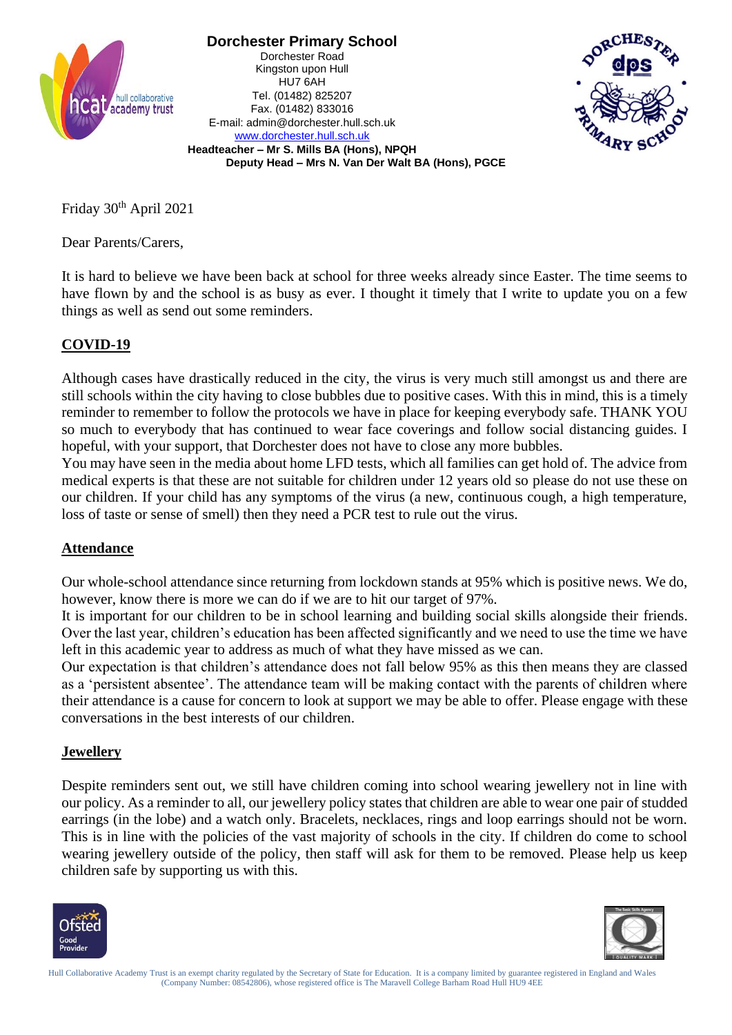**Dorchester Primary School**
Dorchester Road
Kingston upon Hull
HU7 6AH
Tel. (01482) 825207
Fax. (01482) 833016
E-mail: admin@dorchester.hull.sch.uk
www.dorchester.hull.sch.uk
**Headteacher – Mr S. Mills BA (Hons), NPQH**
**Deputy Head – Mrs N. Van Der Walt BA (Hons), PGCE**

Friday 30th April 2021

Dear Parents/Carers,

It is hard to believe we have been back at school for three weeks already since Easter. The time seems to have flown by and the school is as busy as ever. I thought it timely that I write to update you on a few things as well as send out some reminders.

## COVID-19

Although cases have drastically reduced in the city, the virus is very much still amongst us and there are still schools within the city having to close bubbles due to positive cases. With this in mind, this is a timely reminder to remember to follow the protocols we have in place for keeping everybody safe. THANK YOU so much to everybody that has continued to wear face coverings and follow social distancing guides. I hopeful, with your support, that Dorchester does not have to close any more bubbles.

You may have seen in the media about home LFD tests, which all families can get hold of. The advice from medical experts is that these are not suitable for children under 12 years old so please do not use these on our children. If your child has any symptoms of the virus (a new, continuous cough, a high temperature, loss of taste or sense of smell) then they need a PCR test to rule out the virus.

## Attendance

Our whole-school attendance since returning from lockdown stands at 95% which is positive news. We do, however, know there is more we can do if we are to hit our target of 97%.

It is important for our children to be in school learning and building social skills alongside their friends. Over the last year, children's education has been affected significantly and we need to use the time we have left in this academic year to address as much of what they have missed as we can.

Our expectation is that children's attendance does not fall below 95% as this then means they are classed as a 'persistent absentee'. The attendance team will be making contact with the parents of children where their attendance is a cause for concern to look at support we may be able to offer. Please engage with these conversations in the best interests of our children.

## Jewellery

Despite reminders sent out, we still have children coming into school wearing jewellery not in line with our policy. As a reminder to all, our jewellery policy states that children are able to wear one pair of studded earrings (in the lobe) and a watch only. Bracelets, necklaces, rings and loop earrings should not be worn. This is in line with the policies of the vast majority of schools in the city. If children do come to school wearing jewellery outside of the policy, then staff will ask for them to be removed. Please help us keep children safe by supporting us with this.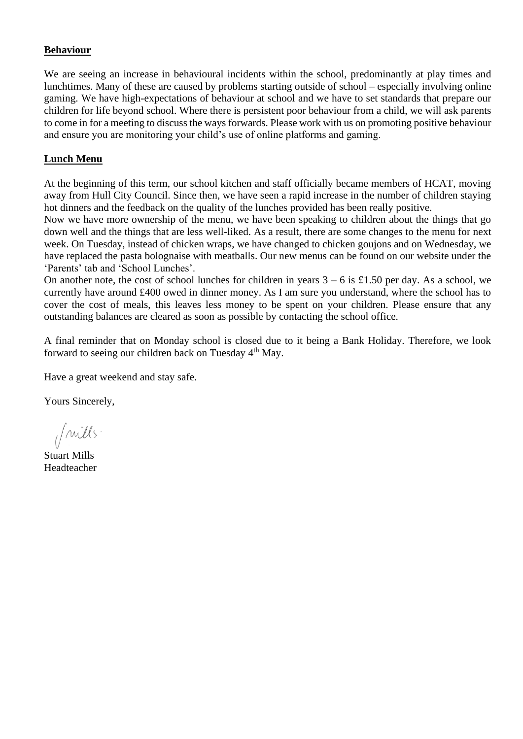**Behaviour**

We are seeing an increase in behavioural incidents within the school, predominantly at play times and lunchtimes. Many of these are caused by problems starting outside of school – especially involving online gaming. We have high-expectations of behaviour at school and we have to set standards that prepare our children for life beyond school. Where there is persistent poor behaviour from a child, we will ask parents to come in for a meeting to discuss the ways forwards. Please work with us on promoting positive behaviour and ensure you are monitoring your child's use of online platforms and gaming.

**Lunch Menu**

At the beginning of this term, our school kitchen and staff officially became members of HCAT, moving away from Hull City Council. Since then, we have seen a rapid increase in the number of children staying hot dinners and the feedback on the quality of the lunches provided has been really positive.

Now we have more ownership of the menu, we have been speaking to children about the things that go down well and the things that are less well-liked. As a result, there are some changes to the menu for next week. On Tuesday, instead of chicken wraps, we have changed to chicken goujons and on Wednesday, we have replaced the pasta bolognaise with meatballs. Our new menus can be found on our website under the 'Parents' tab and 'School Lunches'.

On another note, the cost of school lunches for children in years 3 – 6 is £1.50 per day. As a school, we currently have around £400 owed in dinner money. As I am sure you understand, where the school has to cover the cost of meals, this leaves less money to be spent on your children. Please ensure that any outstanding balances are cleared as soon as possible by contacting the school office.

A final reminder that on Monday school is closed due to it being a Bank Holiday. Therefore, we look forward to seeing our children back on Tuesday 4th May.

Have a great weekend and stay safe.

Yours Sincerely,

Smills

Stuart Mills
Headteacher